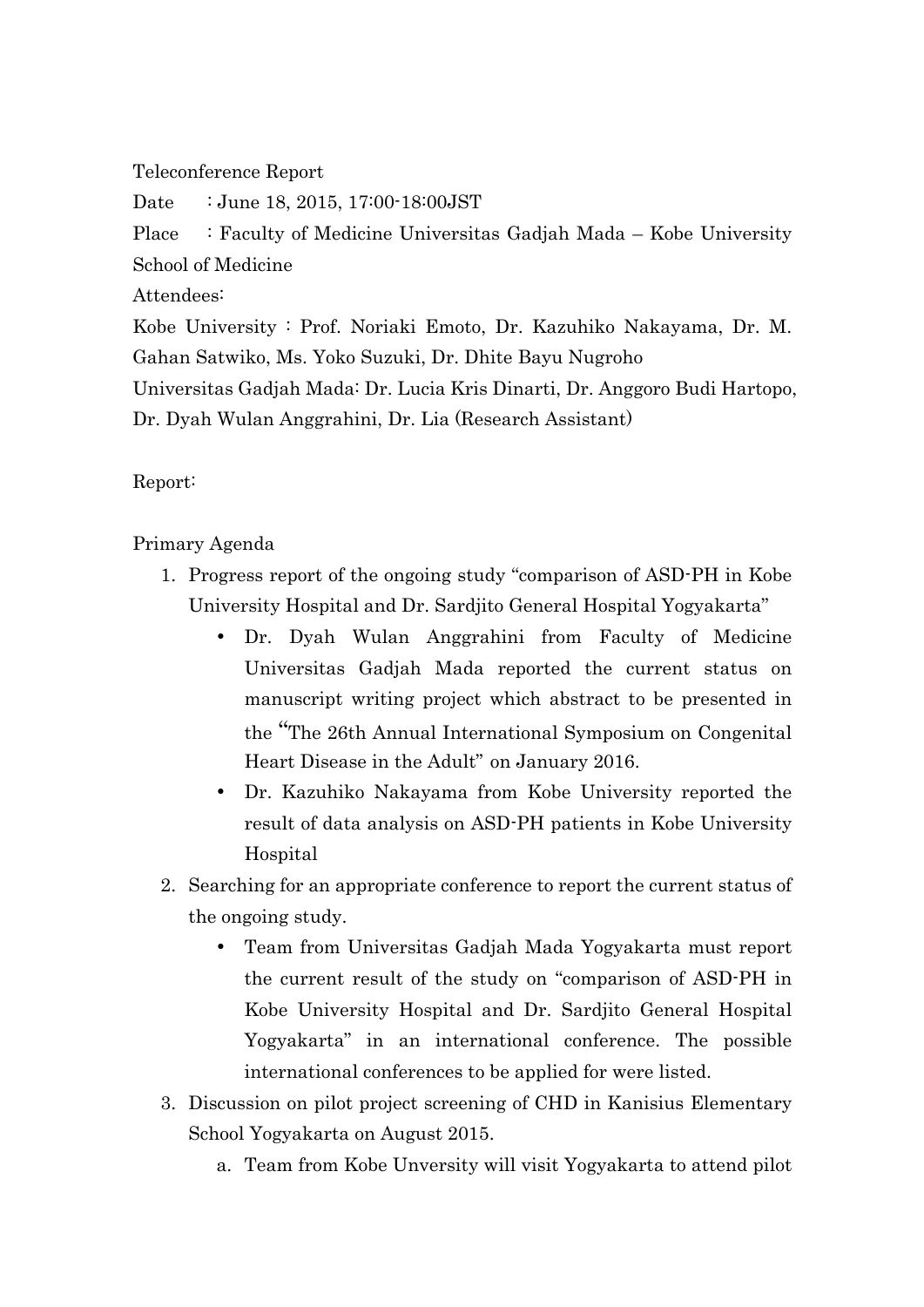Teleconference Report

Date : June 18, 2015, 17:00-18:00JST

Place : Faculty of Medicine Universitas Gadjah Mada – Kobe University School of Medicine

Attendees:

Kobe University : Prof. Noriaki Emoto, Dr. Kazuhiko Nakayama, Dr. M. Gahan Satwiko, Ms. Yoko Suzuki, Dr. Dhite Bayu Nugroho

Universitas Gadjah Mada: Dr. Lucia Kris Dinarti, Dr. Anggoro Budi Hartopo, Dr. Dyah Wulan Anggrahini, Dr. Lia (Research Assistant)

Report:

Primary Agenda

1. Progress report of the ongoing study "comparison of ASD-PH in Kobe University Hospital and Dr. Sardjito General Hospital Yogyakarta"
   - Dr. Dyah Wulan Anggrahini from Faculty of Medicine Universitas Gadjah Mada reported the current status on manuscript writing project which abstract to be presented in the "The 26th Annual International Symposium on Congenital Heart Disease in the Adult" on January 2016.
   - Dr. Kazuhiko Nakayama from Kobe University reported the result of data analysis on ASD-PH patients in Kobe University Hospital
2. Searching for an appropriate conference to report the current status of the ongoing study.
   - Team from Universitas Gadjah Mada Yogyakarta must report the current result of the study on "comparison of ASD-PH in Kobe University Hospital and Dr. Sardjito General Hospital Yogyakarta" in an international conference. The possible international conferences to be applied for were listed.
3. Discussion on pilot project screening of CHD in Kanisius Elementary School Yogyakarta on August 2015.
   a. Team from Kobe Unversity will visit Yogyakarta to attend pilot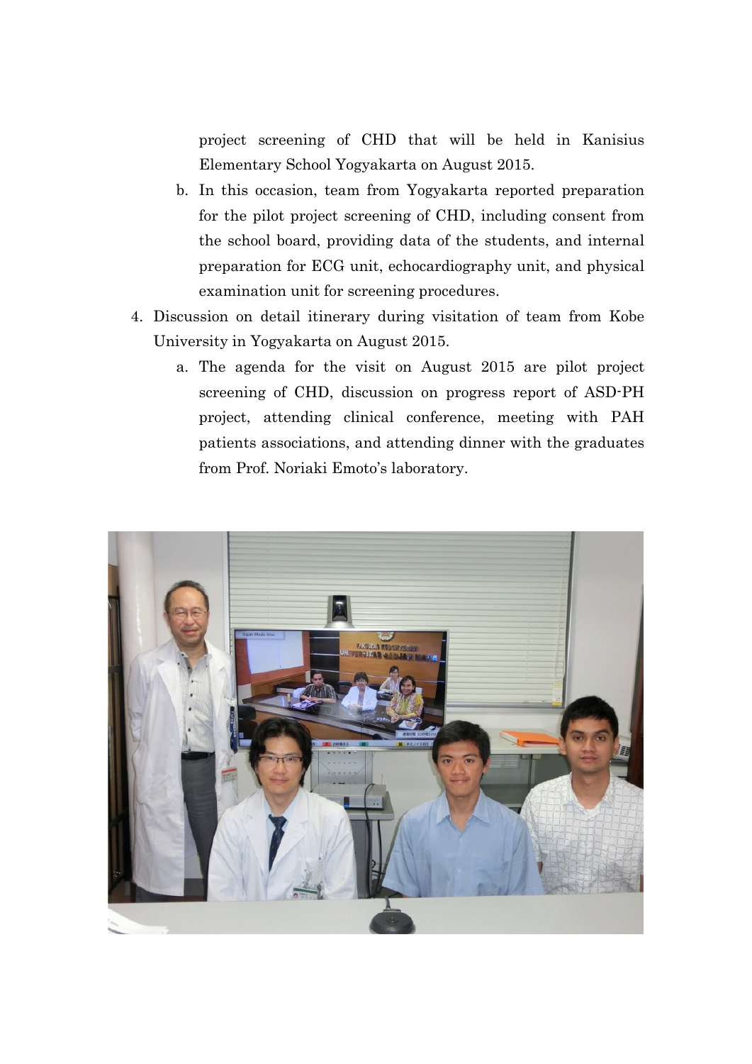project screening of CHD that will be held in Kanisius Elementary School Yogyakarta on August 2015.

b. In this occasion, team from Yogyakarta reported preparation for the pilot project screening of CHD, including consent from the school board, providing data of the students, and internal preparation for ECG unit, echocardiography unit, and physical examination unit for screening procedures.

4. Discussion on detail itinerary during visitation of team from Kobe University in Yogyakarta on August 2015.

   a. The agenda for the visit on August 2015 are pilot project screening of CHD, discussion on progress report of ASD-PH project, attending clinical conference, meeting with PAH patients associations, and attending dinner with the graduates from Prof. Noriaki Emoto's laboratory.